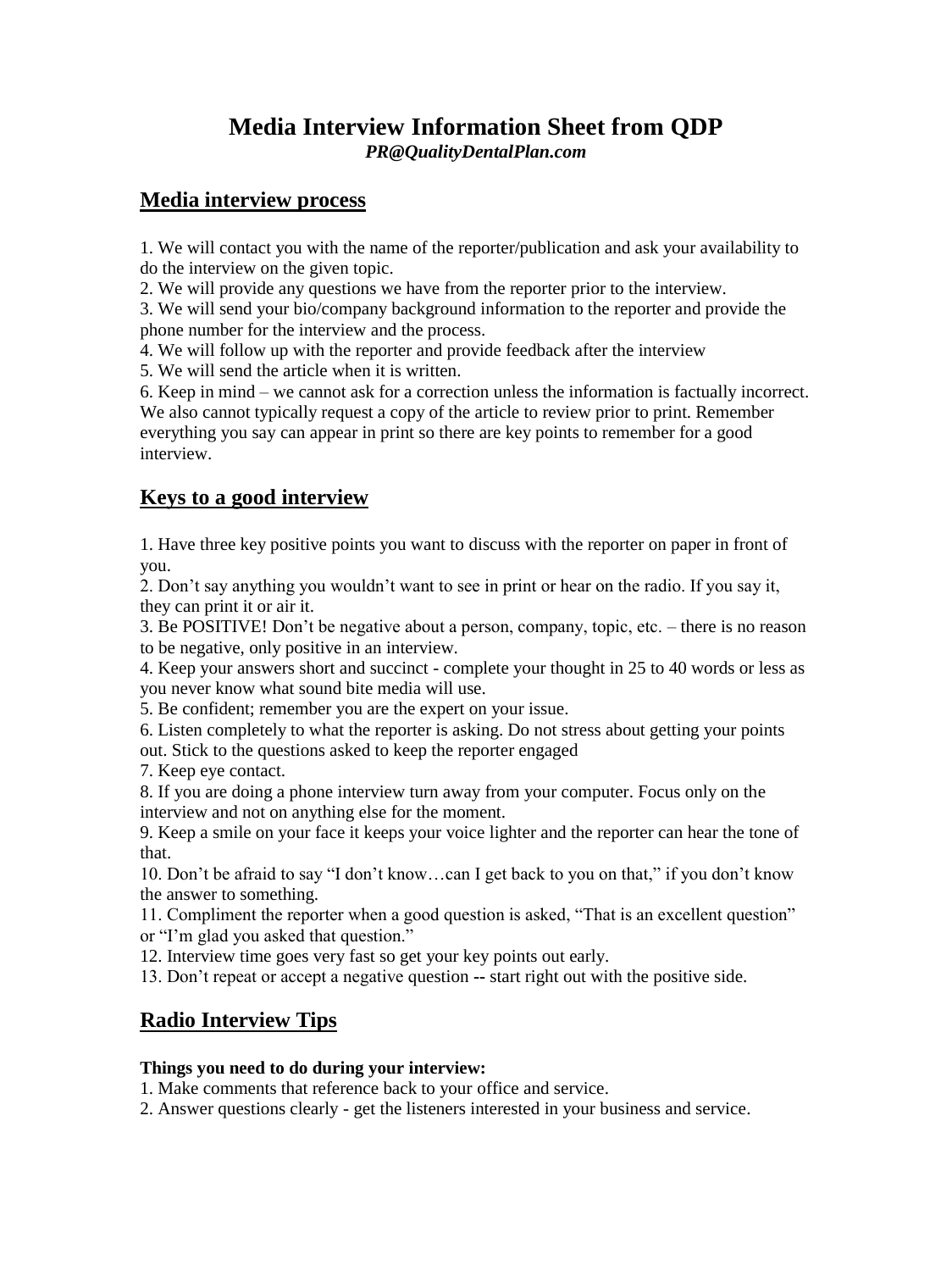# Media Interview Information Sheet from QDP

***PR@QualityDentalPlan.com***

## Media interview process

1. We will contact you with the name of the reporter/publication and ask your availability to do the interview on the given topic.
2. We will provide any questions we have from the reporter prior to the interview.
3. We will send your bio/company background information to the reporter and provide the phone number for the interview and the process.
4. We will follow up with the reporter and provide feedback after the interview
5. We will send the article when it is written.
6. Keep in mind – we cannot ask for a correction unless the information is factually incorrect. We also cannot typically request a copy of the article to review prior to print. Remember everything you say can appear in print so there are key points to remember for a good interview.

## Keys to a good interview

1. Have three key positive points you want to discuss with the reporter on paper in front of you.
2. Don't say anything you wouldn't want to see in print or hear on the radio. If you say it, they can print it or air it.
3. Be POSITIVE! Don't be negative about a person, company, topic, etc. – there is no reason to be negative, only positive in an interview.
4. Keep your answers short and succinct - complete your thought in 25 to 40 words or less as you never know what sound bite media will use.
5. Be confident; remember you are the expert on your issue.
6. Listen completely to what the reporter is asking. Do not stress about getting your points out. Stick to the questions asked to keep the reporter engaged
7. Keep eye contact.
8. If you are doing a phone interview turn away from your computer. Focus only on the interview and not on anything else for the moment.
9. Keep a smile on your face it keeps your voice lighter and the reporter can hear the tone of that.
10. Don't be afraid to say "I don't know…can I get back to you on that," if you don't know the answer to something.
11. Compliment the reporter when a good question is asked, "That is an excellent question" or "I'm glad you asked that question."
12. Interview time goes very fast so get your key points out early.
13. Don't repeat or accept a negative question -- start right out with the positive side.

## Radio Interview Tips

**Things you need to do during your interview:**

1. Make comments that reference back to your office and service.
2. Answer questions clearly - get the listeners interested in your business and service.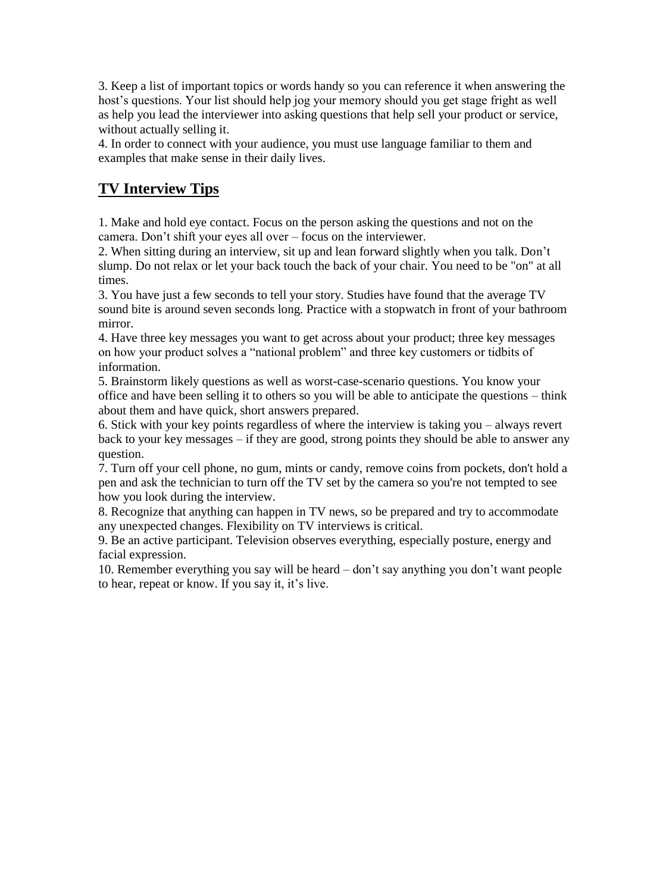3. Keep a list of important topics or words handy so you can reference it when answering the host's questions. Your list should help jog your memory should you get stage fright as well as help you lead the interviewer into asking questions that help sell your product or service, without actually selling it.
4. In order to connect with your audience, you must use language familiar to them and examples that make sense in their daily lives.

## TV Interview Tips

1. Make and hold eye contact. Focus on the person asking the questions and not on the camera. Don't shift your eyes all over – focus on the interviewer.
2. When sitting during an interview, sit up and lean forward slightly when you talk. Don't slump. Do not relax or let your back touch the back of your chair. You need to be "on" at all times.
3. You have just a few seconds to tell your story. Studies have found that the average TV sound bite is around seven seconds long. Practice with a stopwatch in front of your bathroom mirror.
4. Have three key messages you want to get across about your product; three key messages on how your product solves a "national problem" and three key customers or tidbits of information.
5. Brainstorm likely questions as well as worst-case-scenario questions. You know your office and have been selling it to others so you will be able to anticipate the questions – think about them and have quick, short answers prepared.
6. Stick with your key points regardless of where the interview is taking you – always revert back to your key messages – if they are good, strong points they should be able to answer any question.
7. Turn off your cell phone, no gum, mints or candy, remove coins from pockets, don't hold a pen and ask the technician to turn off the TV set by the camera so you're not tempted to see how you look during the interview.
8. Recognize that anything can happen in TV news, so be prepared and try to accommodate any unexpected changes. Flexibility on TV interviews is critical.
9. Be an active participant. Television observes everything, especially posture, energy and facial expression.
10. Remember everything you say will be heard – don't say anything you don't want people to hear, repeat or know. If you say it, it's live.